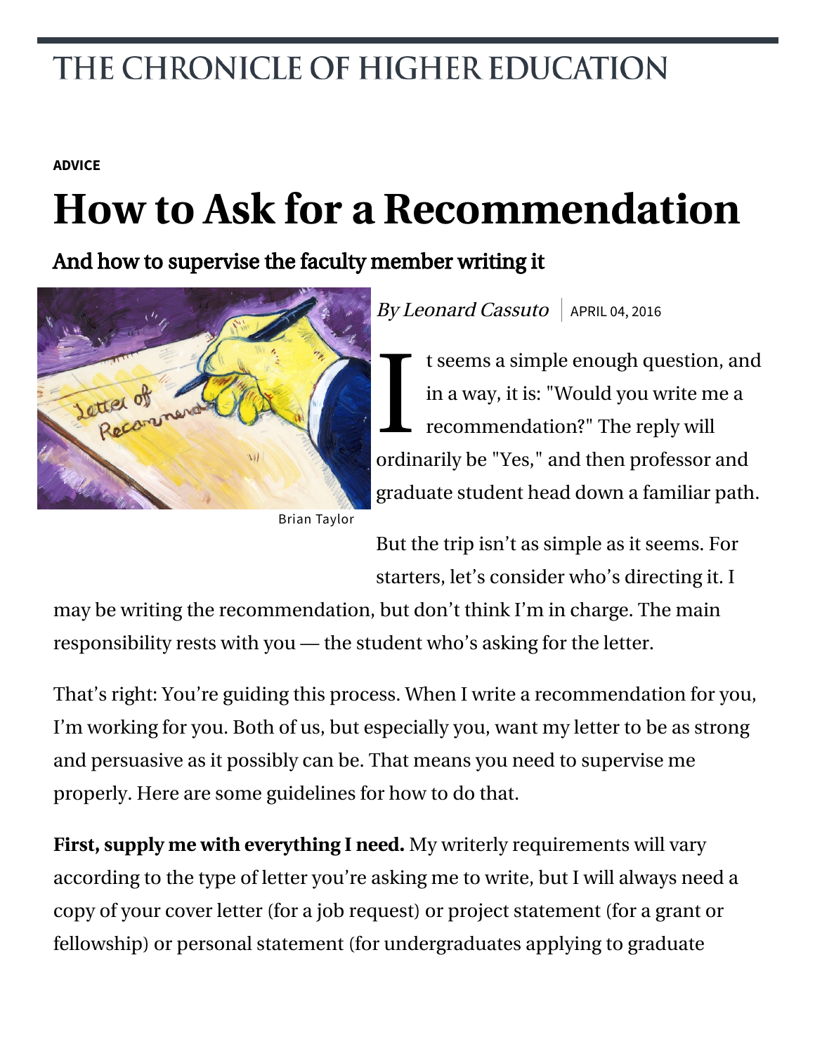THE CHRONICLE OF HIGHER EDUCATION

**ADVICE**

# How to Ask for a Recommendation

## And how to supervise the faculty member writing it

Brian Taylor

*By Leonard Cassuto* | APRIL 04, 2016

It seems a simple enough question, and in a way, it is: "Would you write me a recommendation?" The reply will ordinarily be "Yes," and then professor and graduate student head down a familiar path.

But the trip isn't as simple as it seems. For starters, let's consider who's directing it. I may be writing the recommendation, but don't think I'm in charge. The main responsibility rests with you — the student who's asking for the letter.

That's right: You're guiding this process. When I write a recommendation for you, I'm working for you. Both of us, but especially you, want my letter to be as strong and persuasive as it possibly can be. That means you need to supervise me properly. Here are some guidelines for how to do that.

**First, supply me with everything I need.** My writerly requirements will vary according to the type of letter you're asking me to write, but I will always need a copy of your cover letter (for a job request) or project statement (for a grant or fellowship) or personal statement (for undergraduates applying to graduate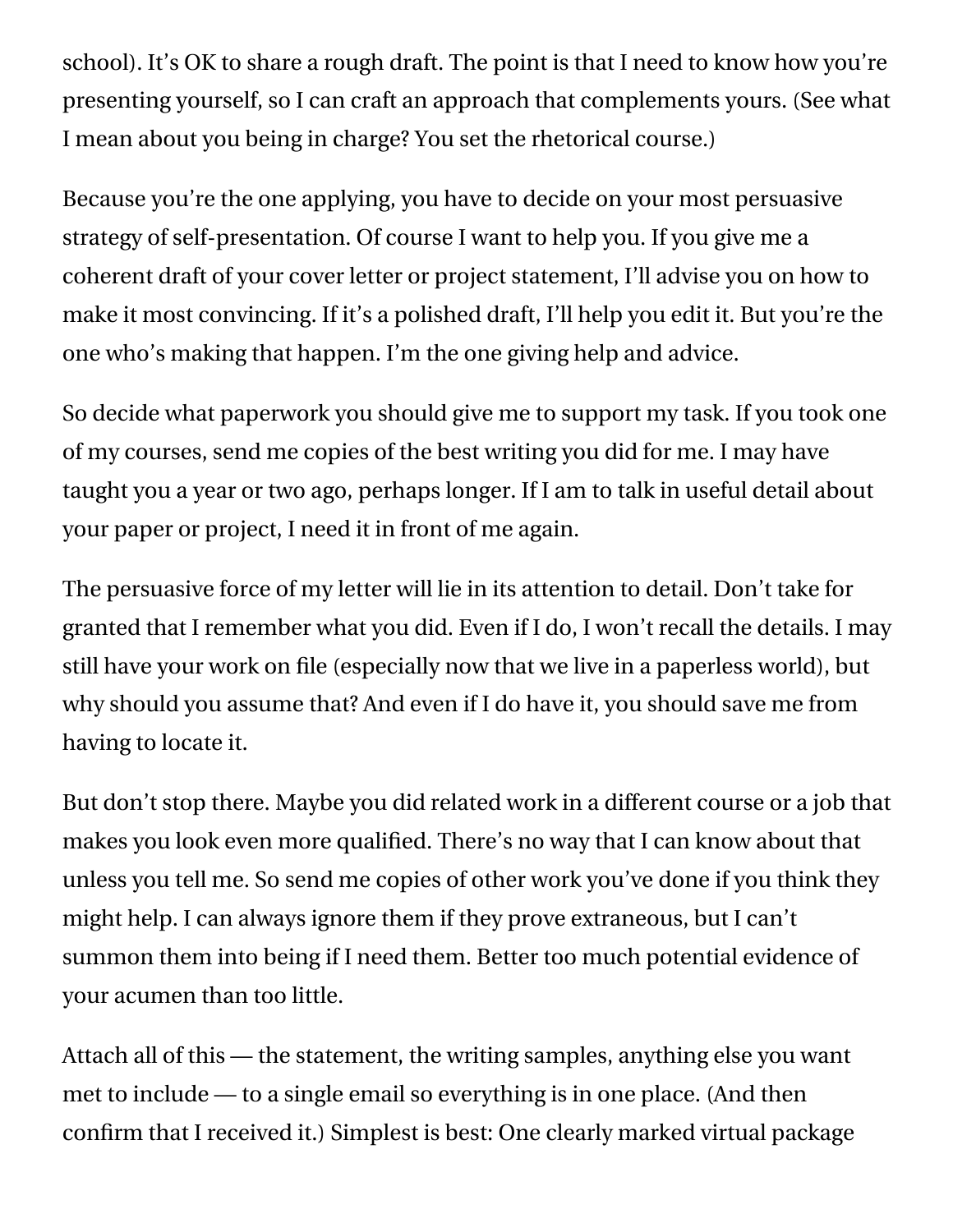school). It’s OK to share a rough draft. The point is that I need to know how you’re presenting yourself, so I can craft an approach that complements yours. (See what I mean about you being in charge? You set the rhetorical course.)

Because you’re the one applying, you have to decide on your most persuasive strategy of self-presentation. Of course I want to help you. If you give me a coherent draft of your cover letter or project statement, I’ll advise you on how to make it most convincing. If it’s a polished draft, I’ll help you edit it. But you’re the one who’s making that happen. I’m the one giving help and advice.

So decide what paperwork you should give me to support my task. If you took one of my courses, send me copies of the best writing you did for me. I may have taught you a year or two ago, perhaps longer. If I am to talk in useful detail about your paper or project, I need it in front of me again.

The persuasive force of my letter will lie in its attention to detail. Don’t take for granted that I remember what you did. Even if I do, I won’t recall the details. I may still have your work on file (especially now that we live in a paperless world), but why should you assume that? And even if I do have it, you should save me from having to locate it.

But don’t stop there. Maybe you did related work in a different course or a job that makes you look even more qualified. There’s no way that I can know about that unless you tell me. So send me copies of other work you’ve done if you think they might help. I can always ignore them if they prove extraneous, but I can’t summon them into being if I need them. Better too much potential evidence of your acumen than too little.

Attach all of this — the statement, the writing samples, anything else you want met to include — to a single email so everything is in one place. (And then confirm that I received it.) Simplest is best: One clearly marked virtual package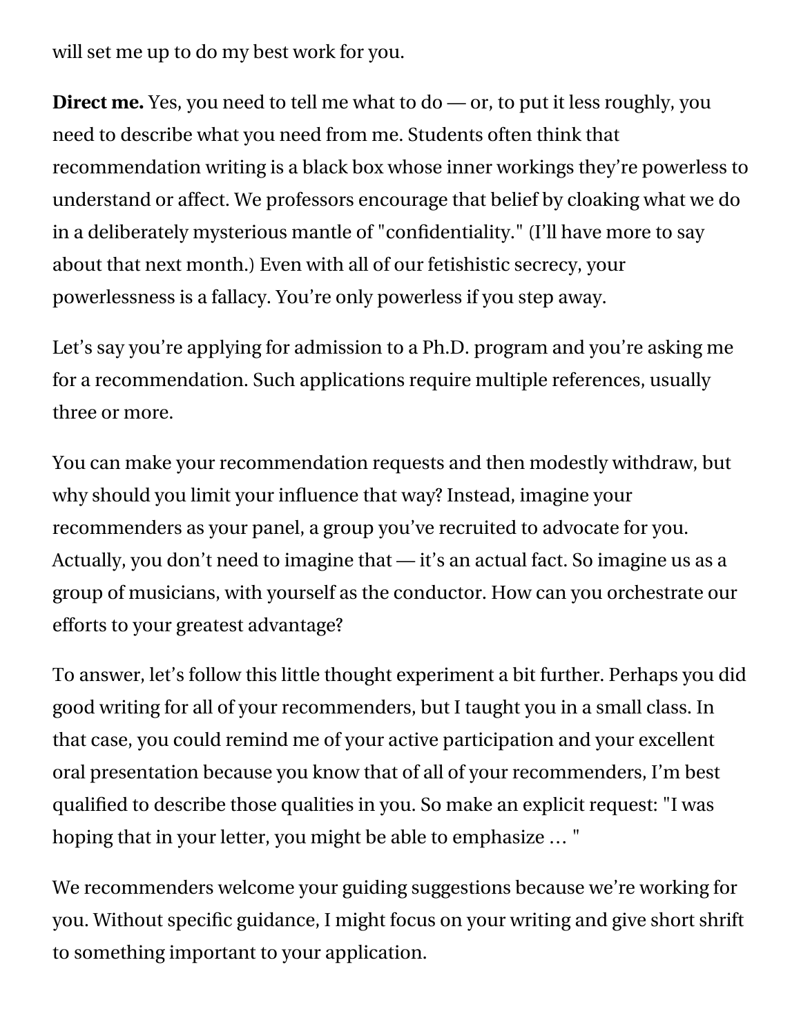will set me up to do my best work for you.

**Direct me.** Yes, you need to tell me what to do — or, to put it less roughly, you need to describe what you need from me. Students often think that recommendation writing is a black box whose inner workings they're powerless to understand or affect. We professors encourage that belief by cloaking what we do in a deliberately mysterious mantle of "confidentiality." (I'll have more to say about that next month.) Even with all of our fetishistic secrecy, your powerlessness is a fallacy. You're only powerless if you step away.

Let's say you're applying for admission to a Ph.D. program and you're asking me for a recommendation. Such applications require multiple references, usually three or more.

You can make your recommendation requests and then modestly withdraw, but why should you limit your influence that way? Instead, imagine your recommenders as your panel, a group you've recruited to advocate for you. Actually, you don't need to imagine that — it's an actual fact. So imagine us as a group of musicians, with yourself as the conductor. How can you orchestrate our efforts to your greatest advantage?

To answer, let's follow this little thought experiment a bit further. Perhaps you did good writing for all of your recommenders, but I taught you in a small class. In that case, you could remind me of your active participation and your excellent oral presentation because you know that of all of your recommenders, I'm best qualified to describe those qualities in you. So make an explicit request: "I was hoping that in your letter, you might be able to emphasize … "

We recommenders welcome your guiding suggestions because we're working for you. Without specific guidance, I might focus on your writing and give short shrift to something important to your application.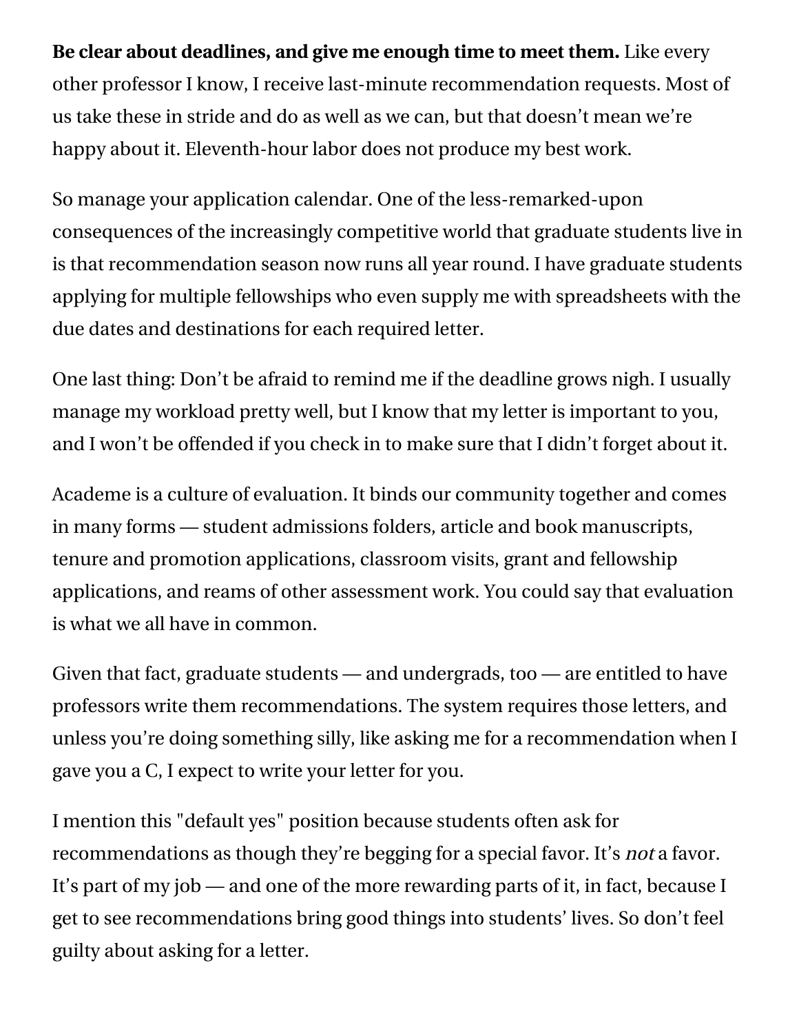**Be clear about deadlines, and give me enough time to meet them.** Like every other professor I know, I receive last-minute recommendation requests. Most of us take these in stride and do as well as we can, but that doesn't mean we're happy about it. Eleventh-hour labor does not produce my best work.

So manage your application calendar. One of the less-remarked-upon consequences of the increasingly competitive world that graduate students live in is that recommendation season now runs all year round. I have graduate students applying for multiple fellowships who even supply me with spreadsheets with the due dates and destinations for each required letter.

One last thing: Don't be afraid to remind me if the deadline grows nigh. I usually manage my workload pretty well, but I know that my letter is important to you, and I won't be offended if you check in to make sure that I didn't forget about it.

Academe is a culture of evaluation. It binds our community together and comes in many forms — student admissions folders, article and book manuscripts, tenure and promotion applications, classroom visits, grant and fellowship applications, and reams of other assessment work. You could say that evaluation is what we all have in common.

Given that fact, graduate students — and undergrads, too — are entitled to have professors write them recommendations. The system requires those letters, and unless you're doing something silly, like asking me for a recommendation when I gave you a C, I expect to write your letter for you.

I mention this "default yes" position because students often ask for recommendations as though they're begging for a special favor. It's *not* a favor. It's part of my job — and one of the more rewarding parts of it, in fact, because I get to see recommendations bring good things into students' lives. So don't feel guilty about asking for a letter.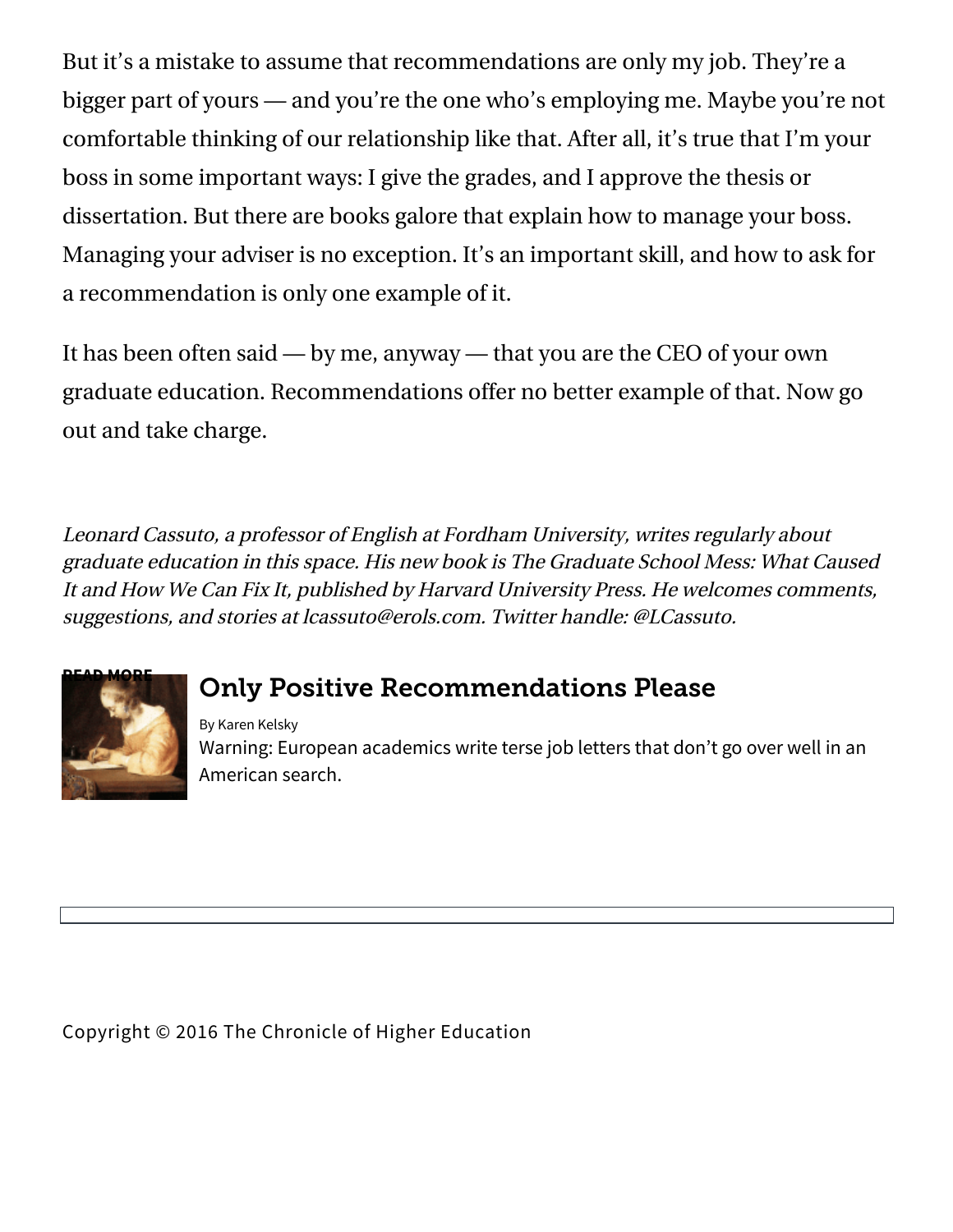But it's a mistake to assume that recommendations are only my job. They're a bigger part of yours — and you're the one who's employing me. Maybe you're not comfortable thinking of our relationship like that. After all, it's true that I'm your boss in some important ways: I give the grades, and I approve the thesis or dissertation. But there are books galore that explain how to manage your boss. Managing your adviser is no exception. It's an important skill, and how to ask for a recommendation is only one example of it.

It has been often said — by me, anyway — that you are the CEO of your own graduate education. Recommendations offer no better example of that. Now go out and take charge.

*Leonard Cassuto, a professor of English at Fordham University, writes regularly about graduate education in this space. His new book is The Graduate School Mess: What Caused It and How We Can Fix It, published by Harvard University Press. He welcomes comments, suggestions, and stories at lcassuto@erols.com. Twitter handle: @LCassuto.*

**READ MORE**

## Only Positive Recommendations Please

By Karen Kelsky

Warning: European academics write terse job letters that don't go over well in an American search.

Copyright © 2016 The Chronicle of Higher Education